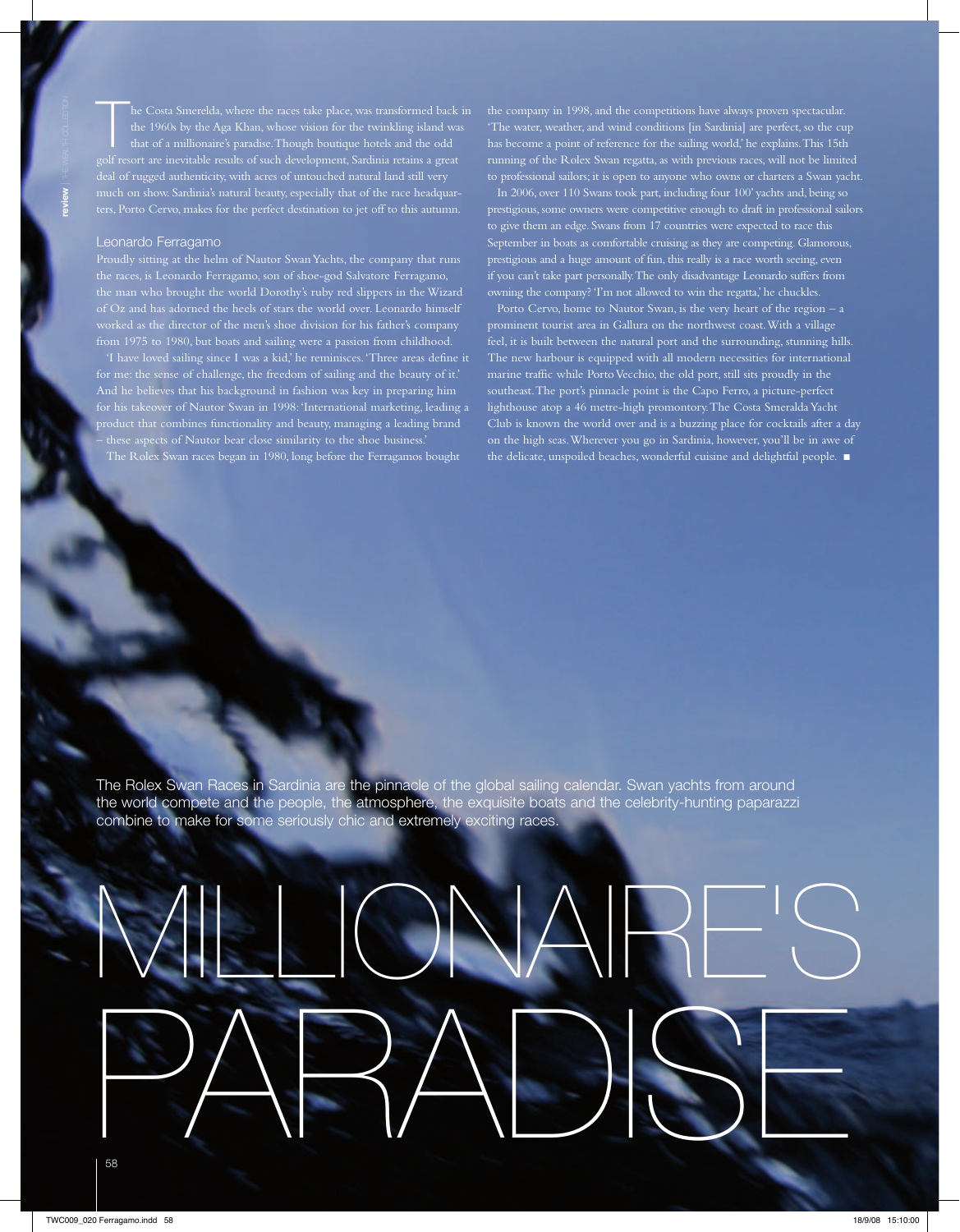# MILLIONAIRE'S PARADISE

The Rolex Swan Races in Sardinia are the pinnacle of the global sailing calendar. Swan yachts from around the world compete and the people, the atmosphere, the exquisite boats and the celebrity-hunting paparazzi combine to make for some seriously chic and extremely exciting races.

The Costa Smerelda, where the races take place, was transformed back in the 1960s by the Aga Khan, whose vision for the twinkling island was that of a millionaire's paradise. Though boutique hotels and the odd golf resort are inevitable results of such development, Sardinia retains a great deal of rugged authenticity, with acres of untouched natural land still very much on show. Sardinia's natural beauty, especially that of the race headquarters, Porto Cervo, makes for the perfect destination to jet off to this autumn.

## Leonardo Ferragamo

Proudly sitting at the helm of Nautor Swan Yachts, the company that runs the races, is Leonardo Ferragamo, son of shoe-god Salvatore Ferragamo, the man who brought the world Dorothy's ruby red slippers in the Wizard of Oz and has adorned the heels of stars the world over. Leonardo himself worked as the director of the men's shoe division for his father's company from 1975 to 1980, but boats and sailing were a passion from childhood.

'I have loved sailing since I was a kid,' he reminisces. 'Three areas define it for me: the sense of challenge, the freedom of sailing and the beauty of it.' And he believes that his background in fashion was key in preparing him for his takeover of Nautor Swan in 1998: 'International marketing, leading a product that combines functionality and beauty, managing a leading brand – these aspects of Nautor bear close similarity to the shoe business.'

The Rolex Swan races began in 1980, long before the Ferragamos bought the company in 1998, and the competitions have always proven spectacular. 'The water, weather, and wind conditions [in Sardinia] are perfect, so the cup has become a point of reference for the sailing world,' he explains. This 15th running of the Rolex Swan regatta, as with previous races, will not be limited to professional sailors; it is open to anyone who owns or charters a Swan yacht.

In 2006, over 110 Swans took part, including four 100' yachts and, being so prestigious, some owners were competitive enough to draft in professional sailors to give them an edge. Swans from 17 countries were expected to race this September in boats as comfortable cruising as they are competing. Glamorous, prestigious and a huge amount of fun, this really is a race worth seeing, even if you can't take part personally. The only disadvantage Leonardo suffers from owning the company? 'I'm not allowed to win the regatta,' he chuckles.

Porto Cervo, home to Nautor Swan, is the very heart of the region – a prominent tourist area in Gallura on the northwest coast. With a village feel, it is built between the natural port and the surrounding, stunning hills. The new harbour is equipped with all modern necessities for international marine traffic while Porto Vecchio, the old port, still sits proudly in the southeast. The port's pinnacle point is the Capo Ferro, a picture-perfect lighthouse atop a 46 metre-high promontory. The Costa Smeralda Yacht Club is known the world over and is a buzzing place for cocktails after a day on the high seas. Wherever you go in Sardinia, however, you'll be in awe of the delicate, unspoiled beaches, wonderful cuisine and delightful people. ■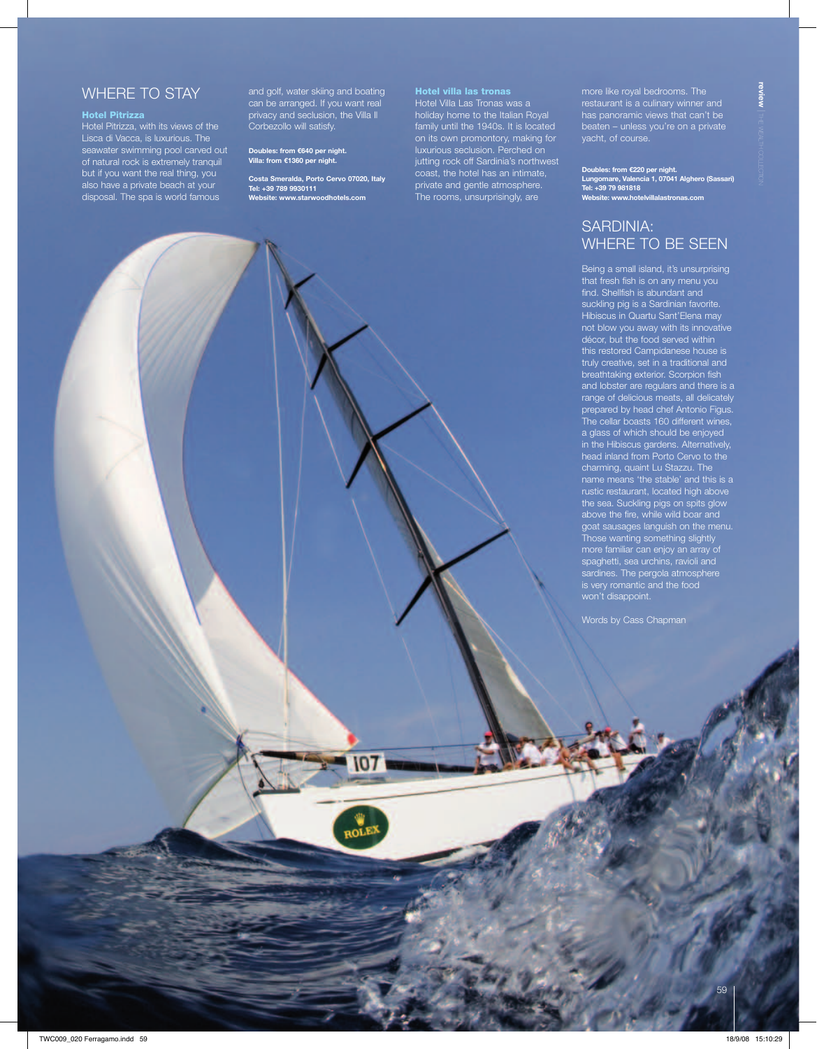## WHERE TO STAY

**Hotel Pitrizza**

Hotel Pitrizza, with its views of the Lisca di Vacca, is luxurious. The seawater swimming pool carved out of natural rock is extremely tranquil but if you want the real thing, you also have a private beach at your disposal. The spa is world famous and golf, water skiing and boating can be arranged. If you want real privacy and seclusion, the Villa Il Corbezollo will satisfy.

**Doubles: from €640 per night.**
**Villa: from €1360 per night.**

**Costa Smeralda, Porto Cervo 07020, Italy**
**Tel: +39 789 9930111**
**Website: www.starwoodhotels.com**

**Hotel villa las tronas**

Hotel Villa Las Tronas was a holiday home to the Italian Royal family until the 1940s. It is located on its own promontory, making for luxurious seclusion. Perched on jutting rock off Sardinia's northwest coast, the hotel has an intimate, private and gentle atmosphere. The rooms, unsurprisingly, are more like royal bedrooms. The restaurant is a culinary winner and has panoramic views that can't be beaten – unless you're on a private yacht, of course.

**Doubles: from €220 per night.**
**Lungomare, Valencia 1, 07041 Alghero (Sassari)**
**Tel: +39 79 981818**
**Website: www.hotelvillalastronas.com**

## SARDINIA: WHERE TO BE SEEN

Being a small island, it's unsurprising that fresh fish is on any menu you find. Shellfish is abundant and suckling pig is a Sardinian favorite. Hibiscus in Quartu Sant'Elena may not blow you away with its innovative décor, but the food served within this restored Campidanese house is truly creative, set in a traditional and breathtaking exterior. Scorpion fish and lobster are regulars and there is a range of delicious meats, all delicately prepared by head chef Antonio Figus. The cellar boasts 160 different wines, a glass of which should be enjoyed in the Hibiscus gardens. Alternatively, head inland from Porto Cervo to the charming, quaint Lu Stazzu. The name means 'the stable' and this is a rustic restaurant, located high above the sea. Suckling pigs on spits glow above the fire, while wild boar and goat sausages languish on the menu. Those wanting something slightly more familiar can enjoy an array of spaghetti, sea urchins, ravioli and sardines. The pergola atmosphere is very romantic and the food won't disappoint.

Words by Cass Chapman